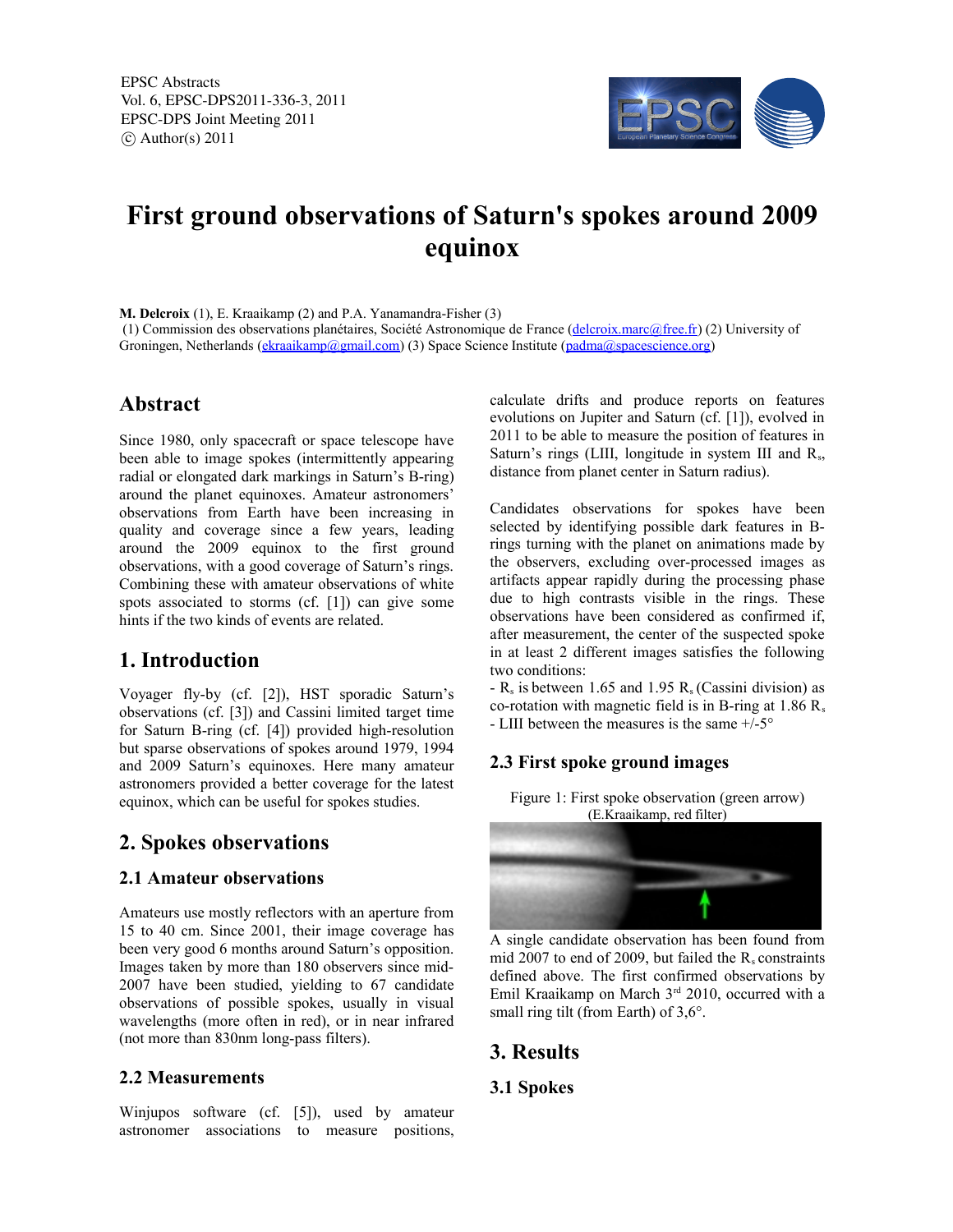EPSC Abstracts
Vol. 6, EPSC-DPS2011-336-3, 2011
EPSC-DPS Joint Meeting 2011
© Author(s) 2011

# First ground observations of Saturn's spokes around 2009 equinox

**M. Delcroix** (1), E. Kraaikamp (2) and P.A. Yanamandra-Fisher (3)
(1) Commission des observations planétaires, Société Astronomique de France (delcroix.marc@free.fr) (2) University of Groningen, Netherlands (ekraaikamp@gmail.com) (3) Space Science Institute (padma@spacescience.org)

## Abstract

Since 1980, only spacecraft or space telescope have been able to image spokes (intermittently appearing radial or elongated dark markings in Saturn's B-ring) around the planet equinoxes. Amateur astronomers' observations from Earth have been increasing in quality and coverage since a few years, leading around the 2009 equinox to the first ground observations, with a good coverage of Saturn's rings. Combining these with amateur observations of white spots associated to storms (cf. [1]) can give some hints if the two kinds of events are related.

## 1. Introduction

Voyager fly-by (cf. [2]), HST sporadic Saturn's observations (cf. [3]) and Cassini limited target time for Saturn B-ring (cf. [4]) provided high-resolution but sparse observations of spokes around 1979, 1994 and 2009 Saturn's equinoxes. Here many amateur astronomers provided a better coverage for the latest equinox, which can be useful for spokes studies.

## 2. Spokes observations

### 2.1 Amateur observations

Amateurs use mostly reflectors with an aperture from 15 to 40 cm. Since 2001, their image coverage has been very good 6 months around Saturn's opposition. Images taken by more than 180 observers since mid-2007 have been studied, yielding to 67 candidate observations of possible spokes, usually in visual wavelengths (more often in red), or in near infrared (not more than 830nm long-pass filters).

### 2.2 Measurements

Winjupos software (cf. [5]), used by amateur astronomer associations to measure positions, calculate drifts and produce reports on features evolutions on Jupiter and Saturn (cf. [1]), evolved in 2011 to be able to measure the position of features in Saturn's rings (LIII, longitude in system III and $R_s$, distance from planet center in Saturn radius).

Candidates observations for spokes have been selected by identifying possible dark features in B-rings turning with the planet on animations made by the observers, excluding over-processed images as artifacts appear rapidly during the processing phase due to high contrasts visible in the rings. These observations have been considered as confirmed if, after measurement, the center of the suspected spoke in at least 2 different images satisfies the following two conditions:

- $R_s$ is between 1.65 and 1.95 $R_s$ (Cassini division) as co-rotation with magnetic field is in B-ring at 1.86 $R_s$
- LIII between the measures is the same +/-5°

### 2.3 First spoke ground images

Figure 1: First spoke observation (green arrow) (E.Kraaikamp, red filter)

A single candidate observation has been found from mid 2007 to end of 2009, but failed the $R_s$ constraints defined above. The first confirmed observations by Emil Kraaikamp on March 3rd 2010, occurred with a small ring tilt (from Earth) of 3,6°.

## 3. Results

### 3.1 Spokes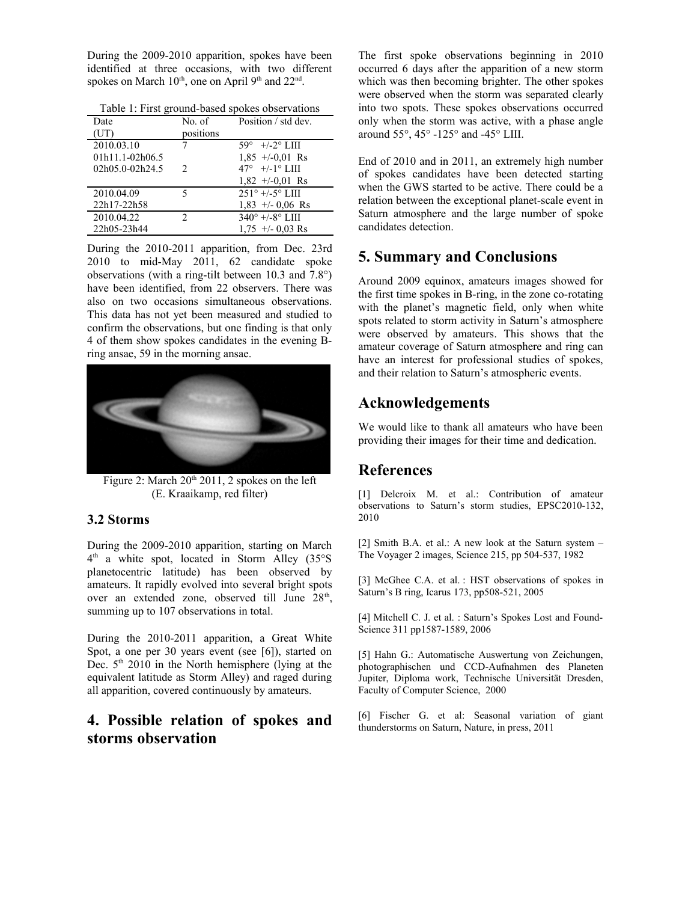During the 2009-2010 apparition, spokes have been identified at three occasions, with two different spokes on March 10th, one on April 9th and 22nd.

Table 1: First ground-based spokes observations

| Date (UT) | No. of positions | Position / std dev. |
|---|---|---|
| 2010.03.10 01h11.1-02h06.5 | 7 | 59° +/-2° LIII 1,85 +/-0,01 Rs |
| 02h05.0-02h24.5 | 2 | 47° +/-1° LIII 1,82 +/-0,01 Rs |
| 2010.04.09 22h17-22h58 | 5 | 251° +/-5° LIII 1,83 +/- 0,06 Rs |
| 2010.04.22 22h05-23h44 | 2 | 340° +/-8° LIII 1,75 +/- 0,03 Rs |

During the 2010-2011 apparition, from Dec. 23rd 2010 to mid-May 2011, 62 candidate spoke observations (with a ring-tilt between 10.3 and 7.8°) have been identified, from 22 observers. There was also on two occasions simultaneous observations. This data has not yet been measured and studied to confirm the observations, but one finding is that only 4 of them show spokes candidates in the evening B-ring ansae, 59 in the morning ansae.

Figure 2: March 20th 2011, 2 spokes on the left (E. Kraaikamp, red filter)

### 3.2 Storms

During the 2009-2010 apparition, starting on March 4th a white spot, located in Storm Alley (35°S planetocentric latitude) has been observed by amateurs. It rapidly evolved into several bright spots over an extended zone, observed till June 28th, summing up to 107 observations in total.

During the 2010-2011 apparition, a Great White Spot, a one per 30 years event (see [6]), started on Dec. 5th 2010 in the North hemisphere (lying at the equivalent latitude as Storm Alley) and raged during all apparition, covered continuously by amateurs.

## 4. Possible relation of spokes and storms observation

The first spoke observations beginning in 2010 occurred 6 days after the apparition of a new storm which was then becoming brighter. The other spokes were observed when the storm was separated clearly into two spots. These spokes observations occurred only when the storm was active, with a phase angle around 55°, 45° -125° and -45° LIII.

End of 2010 and in 2011, an extremely high number of spokes candidates have been detected starting when the GWS started to be active. There could be a relation between the exceptional planet-scale event in Saturn atmosphere and the large number of spoke candidates detection.

## 5. Summary and Conclusions

Around 2009 equinox, amateurs images showed for the first time spokes in B-ring, in the zone co-rotating with the planet's magnetic field, only when white spots related to storm activity in Saturn's atmosphere were observed by amateurs. This shows that the amateur coverage of Saturn atmosphere and ring can have an interest for professional studies of spokes, and their relation to Saturn's atmospheric events.

## Acknowledgements

We would like to thank all amateurs who have been providing their images for their time and dedication.

## References

[1] Delcroix M. et al.: Contribution of amateur observations to Saturn's storm studies, EPSC2010-132, 2010

[2] Smith B.A. et al.: A new look at the Saturn system – The Voyager 2 images, Science 215, pp 504-537, 1982

[3] McGhee C.A. et al. : HST observations of spokes in Saturn's B ring, Icarus 173, pp508-521, 2005

[4] Mitchell C. J. et al. : Saturn's Spokes Lost and Found-Science 311 pp1587-1589, 2006

[5] Hahn G.: Automatische Auswertung von Zeichungen, photographischen und CCD-Aufnahmen des Planeten Jupiter, Diploma work, Technische Universität Dresden, Faculty of Computer Science, 2000

[6] Fischer G. et al: Seasonal variation of giant thunderstorms on Saturn, Nature, in press, 2011